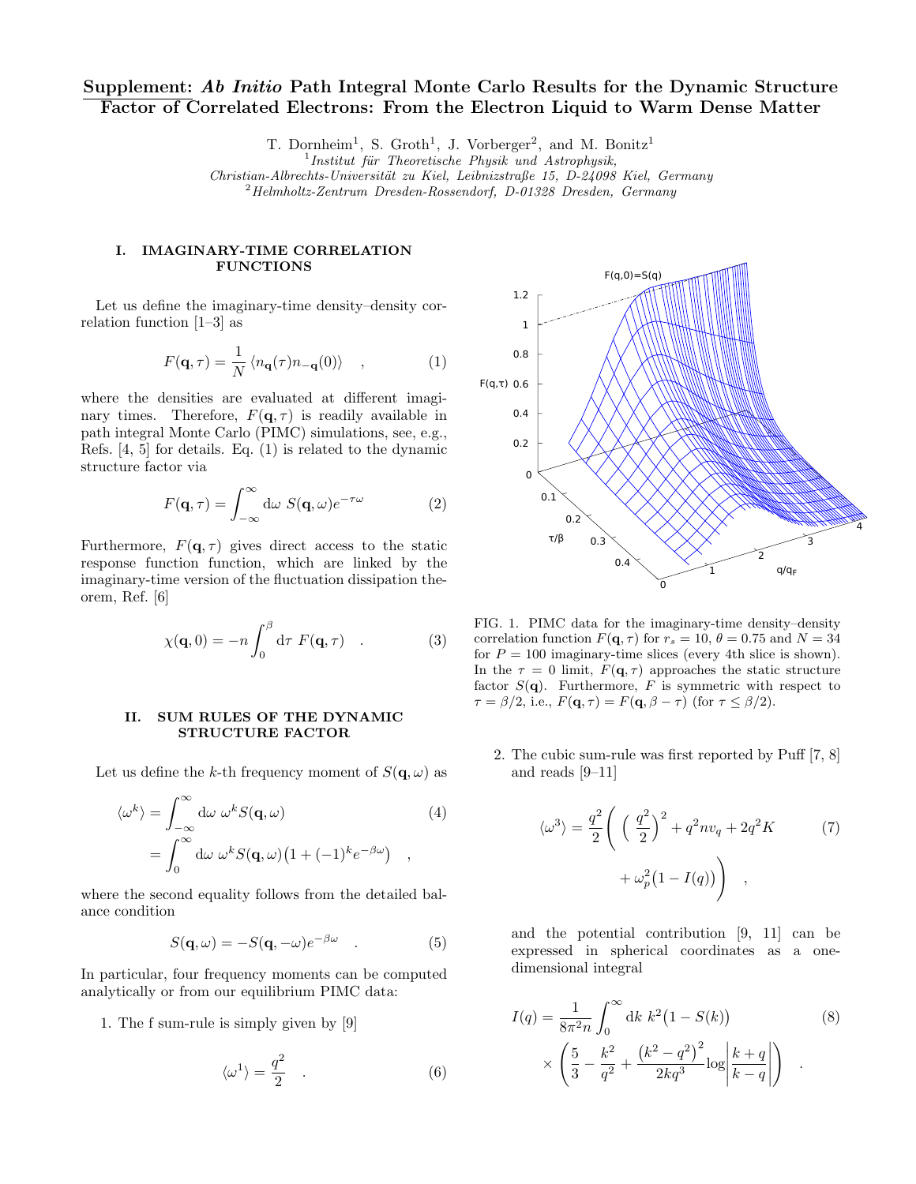# Supplement: *Ab Initio* Path Integral Monte Carlo Results for the Dynamic Structure Factor of Correlated Electrons: From the Electron Liquid to Warm Dense Matter

T. Dornheim[1], S. Groth[1], J. Vorberger[2], and M. Bonitz[1]

[1] *Institut für Theoretische Physik und Astrophysik, Christian-Albrechts-Universität zu Kiel, Leibnizstraße 15, D-24098 Kiel, Germany*

[2] *Helmholtz-Zentrum Dresden-Rossendorf, D-01328 Dresden, Germany*

## I. IMAGINARY-TIME CORRELATION FUNCTIONS

Let us define the imaginary-time density–density correlation function [1–3] as

$$F(\mathbf{q},\tau) = \frac{1}{N}\left\langle n_{\mathbf{q}}(\tau) n_{-\mathbf{q}}(0)\right\rangle \quad , \tag{1}$$

where the densities are evaluated at different imaginary times. Therefore, $F(\mathbf{q},\tau)$ is readily available in path integral Monte Carlo (PIMC) simulations, see, e.g., Refs. [4, 5] for details. Eq. (1) is related to the dynamic structure factor via

$$F(\mathbf{q},\tau) = \int_{-\infty}^{\infty} \mathrm{d}\omega \ S(\mathbf{q},\omega) e^{-\tau\omega} \tag{2}$$

Furthermore, $F(\mathbf{q},\tau)$ gives direct access to the static response function function, which are linked by the imaginary-time version of the fluctuation dissipation theorem, Ref. [6]

$$\chi(\mathbf{q},0) = -n \int_0^\beta \mathrm{d}\tau \ F(\mathbf{q},\tau) \quad . \tag{3}$$

FIG. 1. PIMC data for the imaginary-time density–density correlation function $F(\mathbf{q},\tau)$ for $r_s = 10$, $\theta = 0.75$ and $N = 34$ for $P = 100$ imaginary-time slices (every 4th slice is shown). In the $\tau = 0$ limit, $F(\mathbf{q},\tau)$ approaches the static structure factor $S(\mathbf{q})$. Furthermore, $F$ is symmetric with respect to $\tau = \beta/2$, i.e., $F(\mathbf{q},\tau) = F(\mathbf{q},\beta-\tau)$ (for $\tau \leq \beta/2$).

## II. SUM RULES OF THE DYNAMIC STRUCTURE FACTOR

Let us define the $k$-th frequency moment of $S(\mathbf{q},\omega)$ as

$$\begin{aligned}\langle\omega^k\rangle &= \int_{-\infty}^{\infty} \mathrm{d}\omega \ \omega^k S(\mathbf{q},\omega) \\ &= \int_0^{\infty} \mathrm{d}\omega \ \omega^k S(\mathbf{q},\omega)\big(1 + (-1)^k e^{-\beta\omega}\big) \quad ,\end{aligned} \tag{4}$$

where the second equality follows from the detailed balance condition

$$S(\mathbf{q},\omega) = -S(\mathbf{q},-\omega)e^{-\beta\omega} \quad . \tag{5}$$

In particular, four frequency moments can be computed analytically or from our equilibrium PIMC data:

1. The f sum-rule is simply given by [9]

$$\langle\omega^1\rangle = \frac{q^2}{2} \quad . \tag{6}$$

2. The cubic sum-rule was first reported by Puff [7, 8] and reads [9–11]

$$\langle\omega^3\rangle = \frac{q^2}{2}\left( \left(\frac{q^2}{2}\right)^2 + q^2 n v_q + 2q^2 K + \omega_p^2\big(1 - I(q)\big)\right) \quad , \tag{7}$$

and the potential contribution [9, 11] can be expressed in spherical coordinates as a one-dimensional integral

$$I(q) = \frac{1}{8\pi^2 n}\int_0^\infty \mathrm{d}k \ k^2\big(1 - S(k)\big) \times \left(\frac{5}{3} - \frac{k^2}{q^2} + \frac{\big(k^2-q^2\big)^2}{2kq^3}\log\left|\frac{k+q}{k-q}\right|\right) \quad . \tag{8}$$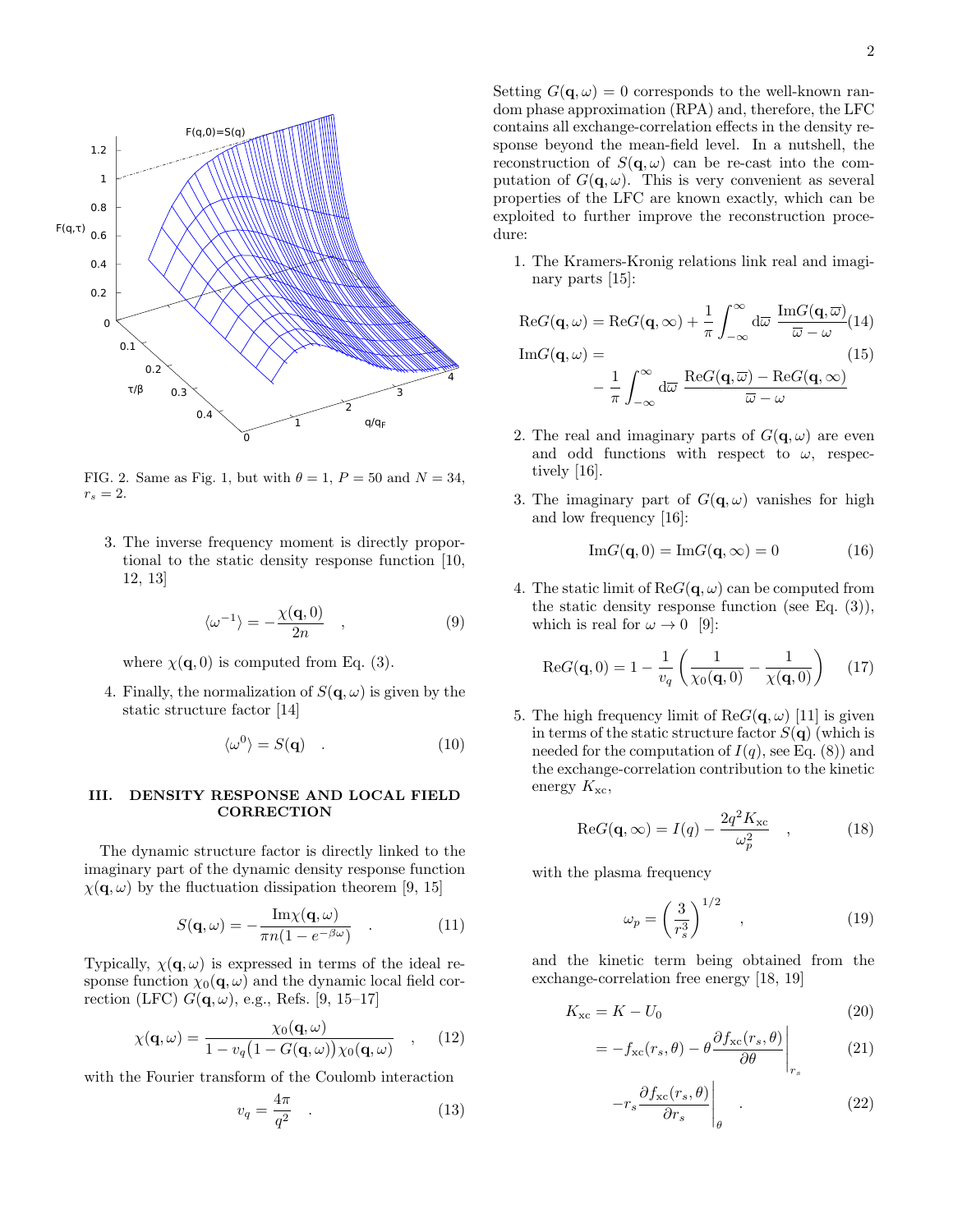FIG. 2. Same as Fig. 1, but with $\theta = 1$, $P = 50$ and $N = 34$, $r_s = 2$.

3. The inverse frequency moment is directly proportional to the static density response function [10, 12, 13]

$$\langle \omega^{-1} \rangle = -\frac{\chi(\mathbf{q}, 0)}{2n} \quad , \tag{9}$$

where $\chi(\mathbf{q}, 0)$ is computed from Eq. (3).

4. Finally, the normalization of $S(\mathbf{q}, \omega)$ is given by the static structure factor [14]

$$\langle \omega^0 \rangle = S(\mathbf{q}) \quad . \tag{10}$$

## III. DENSITY RESPONSE AND LOCAL FIELD CORRECTION

The dynamic structure factor is directly linked to the imaginary part of the dynamic density response function $\chi(\mathbf{q}, \omega)$ by the fluctuation dissipation theorem [9, 15]

$$S(\mathbf{q}, \omega) = -\frac{\mathrm{Im}\chi(\mathbf{q}, \omega)}{\pi n (1 - e^{-\beta\omega})} \quad . \tag{11}$$

Typically, $\chi(\mathbf{q}, \omega)$ is expressed in terms of the ideal response function $\chi_0(\mathbf{q}, \omega)$ and the dynamic local field correction (LFC) $G(\mathbf{q}, \omega)$, e.g., Refs. [9, 15–17]

$$\chi(\mathbf{q}, \omega) = \frac{\chi_0(\mathbf{q}, \omega)}{1 - v_q\big(1 - G(\mathbf{q}, \omega)\big)\chi_0(\mathbf{q}, \omega)} \quad , \tag{12}$$

with the Fourier transform of the Coulomb interaction

$$v_q = \frac{4\pi}{q^2} \quad . \tag{13}$$

Setting $G(\mathbf{q}, \omega) = 0$ corresponds to the well-known random phase approximation (RPA) and, therefore, the LFC contains all exchange-correlation effects in the density response beyond the mean-field level. In a nutshell, the reconstruction of $S(\mathbf{q}, \omega)$ can be re-cast into the computation of $G(\mathbf{q}, \omega)$. This is very convenient as several properties of the LFC are known exactly, which can be exploited to further improve the reconstruction procedure:

1. The Kramers-Kronig relations link real and imaginary parts [15]:

$$\mathrm{Re}G(\mathbf{q}, \omega) = \mathrm{Re}G(\mathbf{q}, \infty) + \frac{1}{\pi}\int_{-\infty}^{\infty} \mathrm{d}\overline{\omega}\ \frac{\mathrm{Im}G(\mathbf{q}, \overline{\omega})}{\overline{\omega} - \omega} \tag{14}$$

$$\mathrm{Im}G(\mathbf{q}, \omega) = -\frac{1}{\pi}\int_{-\infty}^{\infty} \mathrm{d}\overline{\omega}\ \frac{\mathrm{Re}G(\mathbf{q}, \overline{\omega}) - \mathrm{Re}G(\mathbf{q}, \infty)}{\overline{\omega} - \omega} \tag{15}$$

2. The real and imaginary parts of $G(\mathbf{q}, \omega)$ are even and odd functions with respect to $\omega$, respectively [16].

3. The imaginary part of $G(\mathbf{q}, \omega)$ vanishes for high and low frequency [16]:

$$\mathrm{Im}G(\mathbf{q}, 0) = \mathrm{Im}G(\mathbf{q}, \infty) = 0 \tag{16}$$

4. The static limit of $\mathrm{Re}G(\mathbf{q}, \omega)$ can be computed from the static density response function (see Eq. (3)), which is real for $\omega \to 0$ [9]:

$$\mathrm{Re}G(\mathbf{q}, 0) = 1 - \frac{1}{v_q}\left(\frac{1}{\chi_0(\mathbf{q}, 0)} - \frac{1}{\chi(\mathbf{q}, 0)}\right) \tag{17}$$

5. The high frequency limit of $\mathrm{Re}G(\mathbf{q}, \omega)$ [11] is given in terms of the static structure factor $S(\mathbf{q})$ (which is needed for the computation of $I(q)$, see Eq. (8)) and the exchange-correlation contribution to the kinetic energy $K_{\mathrm{xc}}$,

$$\mathrm{Re}G(\mathbf{q}, \infty) = I(q) - \frac{2q^2 K_{\mathrm{xc}}}{\omega_p^2} \quad , \tag{18}$$

with the plasma frequency

$$\omega_p = \left(\frac{3}{r_s^3}\right)^{1/2} \quad , \tag{19}$$

and the kinetic term being obtained from the exchange-correlation free energy [18, 19]

$$K_{\mathrm{xc}} = K - U_0 \tag{20}$$

$$= -f_{\mathrm{xc}}(r_s, \theta) - \theta \left.\frac{\partial f_{\mathrm{xc}}(r_s, \theta)}{\partial \theta}\right|_{r_s} \tag{21}$$

$$-r_s \left.\frac{\partial f_{\mathrm{xc}}(r_s, \theta)}{\partial r_s}\right|_{\theta} \quad . \tag{22}$$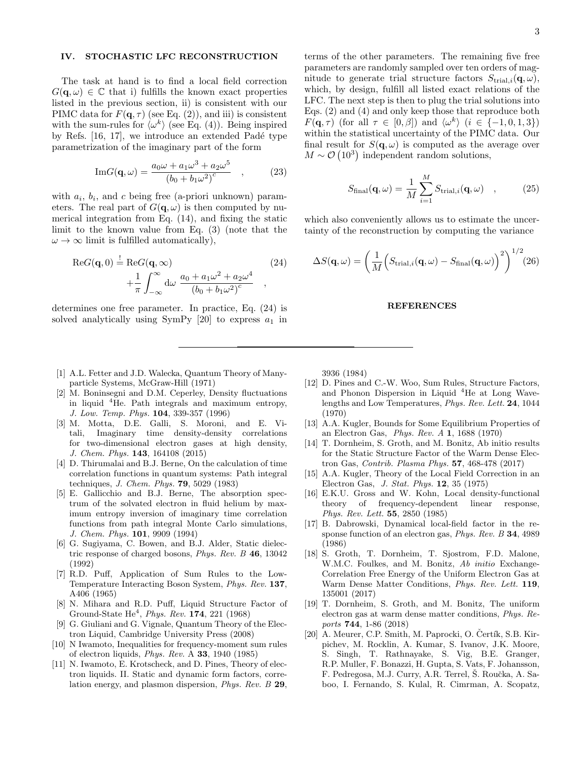## IV. STOCHASTIC LFC RECONSTRUCTION

The task at hand is to find a local field correction $G(\mathbf{q},\omega) \in \mathbb{C}$ that i) fulfills the known exact properties listed in the previous section, ii) is consistent with our PIMC data for $F(\mathbf{q},\tau)$ (see Eq. (2)), and iii) is consistent with the sum-rules for $\langle\omega^k\rangle$ (see Eq. (4)). Being inspired by Refs. [16, 17], we introduce an extended Padé type parametrization of the imaginary part of the form

$$\text{Im}G(\mathbf{q},\omega) = \frac{a_0\omega + a_1\omega^3 + a_2\omega^5}{\left(b_0 + b_1\omega^2\right)^c} \quad , \tag{23}$$

with $a_i$, $b_i$, and $c$ being free (a-priori unknown) parameters. The real part of $G(\mathbf{q},\omega)$ is then computed by numerical integration from Eq. (14), and fixing the static limit to the known value from Eq. (3) (note that the $\omega\to\infty$ limit is fulfilled automatically),

$$\begin{aligned}\text{Re}G(\mathbf{q},0) \stackrel{!}{=} & \ \text{Re}G(\mathbf{q},\infty) \\ & +\frac{1}{\pi}\int_{-\infty}^{\infty}\text{d}\omega\ \frac{a_0 + a_1\omega^2 + a_2\omega^4}{\left(b_0 + b_1\omega^2\right)^c} \quad ,\end{aligned} \tag{24}$$

determines one free parameter. In practice, Eq. (24) is solved analytically using SymPy [20] to express $a_1$ in terms of the other parameters. The remaining five free parameters are randomly sampled over ten orders of magnitude to generate trial structure factors $S_{\text{trial},i}(\mathbf{q},\omega)$, which, by design, fulfill all listed exact relations of the LFC. The next step is then to plug the trial solutions into Eqs. (2) and (4) and only keep those that reproduce both $F(\mathbf{q},\tau)$ (for all $\tau\in[0,\beta]$) and $\langle\omega^k\rangle$ ($i\in\{-1,0,1,3\}$) within the statistical uncertainty of the PIMC data. Our final result for $S(\mathbf{q},\omega)$ is computed as the average over $M\sim\mathcal{O}\left(10^3\right)$ independent random solutions,

$$S_{\text{final}}(\mathbf{q},\omega) = \frac{1}{M}\sum_{i=1}^{M} S_{\text{trial},i}(\mathbf{q},\omega) \quad , \tag{25}$$

which also conveniently allows us to estimate the uncertainty of the reconstruction by computing the variance

$$\Delta S(\mathbf{q},\omega) = \left(\frac{1}{M}\Big(S_{\text{trial},i}(\mathbf{q},\omega) - S_{\text{final}}(\mathbf{q},\omega)\Big)^2\right)^{1/2} \tag{26}$$

## REFERENCES

[1] A.L. Fetter and J.D. Walecka, Quantum Theory of Many-particle Systems, McGraw-Hill (1971)

[2] M. Boninsegni and D.M. Ceperley, Density fluctuations in liquid $^4$He. Path integrals and maximum entropy, *J. Low. Temp. Phys.* **104**, 339-357 (1996)

[3] M. Motta, D.E. Galli, S. Moroni, and E. Vitali, Imaginary time density-density correlations for two-dimensional electron gases at high density, *J. Chem. Phys.* **143**, 164108 (2015)

[4] D. Thirumalai and B.J. Berne, On the calculation of time correlation functions in quantum systems: Path integral techniques, *J. Chem. Phys.* **79**, 5029 (1983)

[5] E. Gallicchio and B.J. Berne, The absorption spectrum of the solvated electron in fluid helium by maximum entropy inversion of imaginary time correlation functions from path integral Monte Carlo simulations, *J. Chem. Phys.* **101**, 9909 (1994)

[6] G. Sugiyama, C. Bowen, and B.J. Alder, Static dielectric response of charged bosons, *Phys. Rev. B* **46**, 13042 (1992)

[7] R.D. Puff, Application of Sum Rules to the Low-Temperature Interacting Boson System, *Phys. Rev.* **137**, A406 (1965)

[8] N. Mihara and R.D. Puff, Liquid Structure Factor of Ground-State He$^4$, *Phys. Rev.* **174**, 221 (1968)

[9] G. Giuliani and G. Vignale, Quantum Theory of the Electron Liquid, Cambridge University Press (2008)

[10] N Iwamoto, Inequalities for frequency-moment sum rules of electron liquids, *Phys. Rev.* A **33**, 1940 (1985)

[11] N. Iwamoto, E. Krotscheck, and D. Pines, Theory of electron liquids. II. Static and dynamic form factors, correlation energy, and plasmon dispersion, *Phys. Rev. B* **29**, 3936 (1984)

[12] D. Pines and C.-W. Woo, Sum Rules, Structure Factors, and Phonon Dispersion in Liquid $^4$He at Long Wavelengths and Low Temperatures, *Phys. Rev. Lett.* **24**, 1044 (1970)

[13] A.A. Kugler, Bounds for Some Equilibrium Properties of an Electron Gas, *Phys. Rev. A* **1**, 1688 (1970)

[14] T. Dornheim, S. Groth, and M. Bonitz, Ab initio results for the Static Structure Factor of the Warm Dense Electron Gas, *Contrib. Plasma Phys.* **57**, 468-478 (2017)

[15] A.A. Kugler, Theory of the Local Field Correction in an Electron Gas, *J. Stat. Phys.* **12**, 35 (1975)

[16] E.K.U. Gross and W. Kohn, Local density-functional theory of frequency-dependent linear response, *Phys. Rev. Lett.* **55**, 2850 (1985)

[17] B. Dabrowski, Dynamical local-field factor in the response function of an electron gas, *Phys. Rev. B* **34**, 4989 (1986)

[18] S. Groth, T. Dornheim, T. Sjostrom, F.D. Malone, W.M.C. Foulkes, and M. Bonitz, *Ab initio* Exchange-Correlation Free Energy of the Uniform Electron Gas at Warm Dense Matter Conditions, *Phys. Rev. Lett.* **119**, 135001 (2017)

[19] T. Dornheim, S. Groth, and M. Bonitz, The uniform electron gas at warm dense matter conditions, *Phys. Reports* **744**, 1-86 (2018)

[20] A. Meurer, C.P. Smith, M. Paprocki, O. Čertík, S.B. Kirpichev, M. Rocklin, A. Kumar, S. Ivanov, J.K. Moore, S. Singh, T. Rathnayake, S. Vig, B.E. Granger, R.P. Muller, F. Bonazzi, H. Gupta, S. Vats, F. Johansson, F. Pedregosa, M.J. Curry, A.R. Terrel, Š. Roučka, A. Saboo, I. Fernando, S. Kulal, R. Cimrman, A. Scopatz,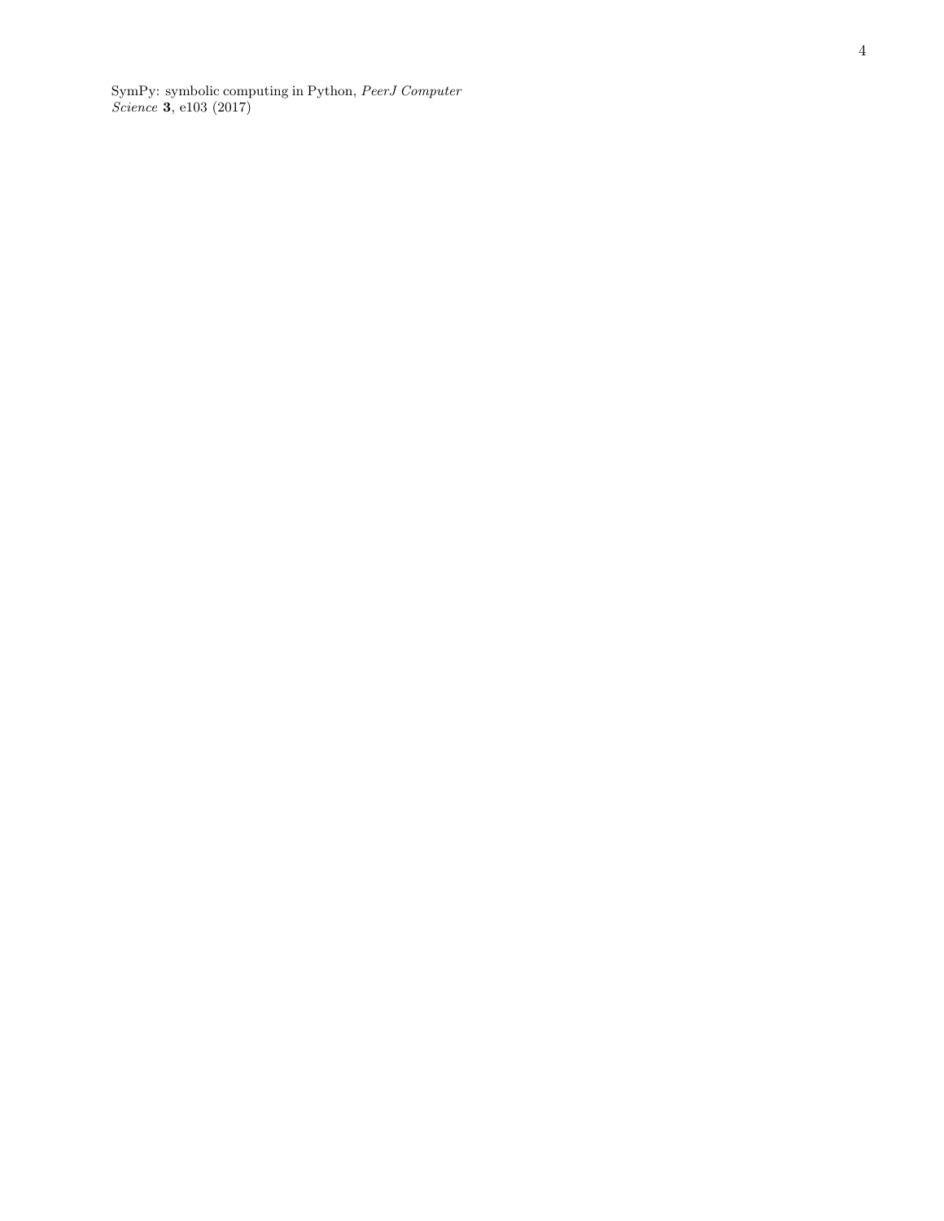SymPy: symbolic computing in Python, *PeerJ Computer Science* **3**, e103 (2017)